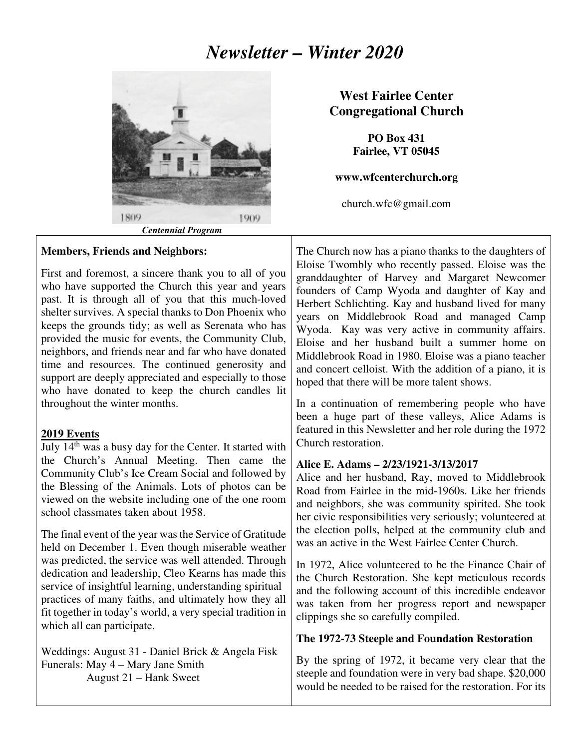# *Newsletter – Winter 2020*

1809 1909

***Centennial Program***

**West Fairlee Center Congregational Church**

**PO Box 431**
**Fairlee, VT 05045**

**www.wfcenterchurch.org**

church.wfc@gmail.com

**Members, Friends and Neighbors:**

First and foremost, a sincere thank you to all of you who have supported the Church this year and years past. It is through all of you that this much-loved shelter survives. A special thanks to Don Phoenix who keeps the grounds tidy; as well as Serenata who has provided the music for events, the Community Club, neighbors, and friends near and far who have donated time and resources. The continued generosity and support are deeply appreciated and especially to those who have donated to keep the church candles lit throughout the winter months.

**<u>2019 Events</u>**

July 14th was a busy day for the Center. It started with the Church's Annual Meeting. Then came the Community Club's Ice Cream Social and followed by the Blessing of the Animals. Lots of photos can be viewed on the website including one of the one room school classmates taken about 1958.

The final event of the year was the Service of Gratitude held on December 1. Even though miserable weather was predicted, the service was well attended. Through dedication and leadership, Cleo Kearns has made this service of insightful learning, understanding spiritual practices of many faiths, and ultimately how they all fit together in today's world, a very special tradition in which all can participate.

Weddings: August 31 - Daniel Brick & Angela Fisk
Funerals: May 4 – Mary Jane Smith
August 21 – Hank Sweet

The Church now has a piano thanks to the daughters of Eloise Twombly who recently passed. Eloise was the granddaughter of Harvey and Margaret Newcomer founders of Camp Wyoda and daughter of Kay and Herbert Schlichting. Kay and husband lived for many years on Middlebrook Road and managed Camp Wyoda. Kay was very active in community affairs. Eloise and her husband built a summer home on Middlebrook Road in 1980. Eloise was a piano teacher and concert celloist. With the addition of a piano, it is hoped that there will be more talent shows.

In a continuation of remembering people who have been a huge part of these valleys, Alice Adams is featured in this Newsletter and her role during the 1972 Church restoration.

**Alice E. Adams – 2/23/1921-3/13/2017**

Alice and her husband, Ray, moved to Middlebrook Road from Fairlee in the mid-1960s. Like her friends and neighbors, she was community spirited. She took her civic responsibilities very seriously; volunteered at the election polls, helped at the community club and was an active in the West Fairlee Center Church.

In 1972, Alice volunteered to be the Finance Chair of the Church Restoration. She kept meticulous records and the following account of this incredible endeavor was taken from her progress report and newspaper clippings she so carefully compiled.

**The 1972-73 Steeple and Foundation Restoration**

By the spring of 1972, it became very clear that the steeple and foundation were in very bad shape. $20,000 would be needed to be raised for the restoration. For its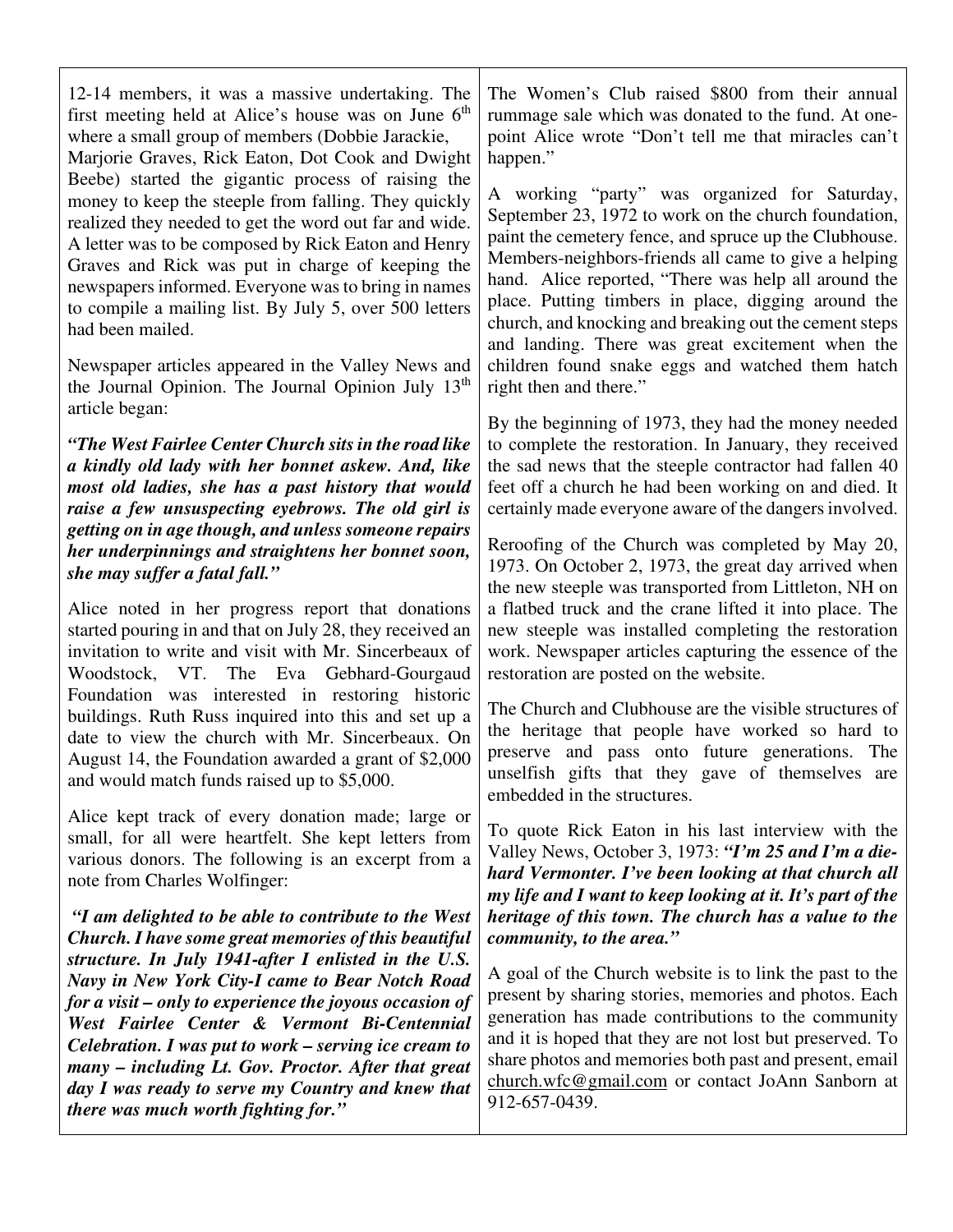12-14 members, it was a massive undertaking. The first meeting held at Alice's house was on June 6th where a small group of members (Dobbie Jarackie, Marjorie Graves, Rick Eaton, Dot Cook and Dwight Beebe) started the gigantic process of raising the money to keep the steeple from falling. They quickly realized they needed to get the word out far and wide. A letter was to be composed by Rick Eaton and Henry Graves and Rick was put in charge of keeping the newspapers informed. Everyone was to bring in names to compile a mailing list. By July 5, over 500 letters had been mailed.

Newspaper articles appeared in the Valley News and the Journal Opinion. The Journal Opinion July 13th article began:

***"The West Fairlee Center Church sits in the road like a kindly old lady with her bonnet askew. And, like most old ladies, she has a past history that would raise a few unsuspecting eyebrows. The old girl is getting on in age though, and unless someone repairs her underpinnings and straightens her bonnet soon, she may suffer a fatal fall."***

Alice noted in her progress report that donations started pouring in and that on July 28, they received an invitation to write and visit with Mr. Sincerbeaux of Woodstock, VT. The Eva Gebhard-Gourgaud Foundation was interested in restoring historic buildings. Ruth Russ inquired into this and set up a date to view the church with Mr. Sincerbeaux. On August 14, the Foundation awarded a grant of $2,000 and would match funds raised up to $5,000.

Alice kept track of every donation made; large or small, for all were heartfelt. She kept letters from various donors. The following is an excerpt from a note from Charles Wolfinger:

***"I am delighted to be able to contribute to the West Church. I have some great memories of this beautiful structure. In July 1941-after I enlisted in the U.S. Navy in New York City-I came to Bear Notch Road for a visit – only to experience the joyous occasion of West Fairlee Center & Vermont Bi-Centennial Celebration. I was put to work – serving ice cream to many – including Lt. Gov. Proctor. After that great day I was ready to serve my Country and knew that there was much worth fighting for."***

The Women's Club raised $800 from their annual rummage sale which was donated to the fund. At one-point Alice wrote "Don't tell me that miracles can't happen."

A working "party" was organized for Saturday, September 23, 1972 to work on the church foundation, paint the cemetery fence, and spruce up the Clubhouse. Members-neighbors-friends all came to give a helping hand. Alice reported, "There was help all around the place. Putting timbers in place, digging around the church, and knocking and breaking out the cement steps and landing. There was great excitement when the children found snake eggs and watched them hatch right then and there."

By the beginning of 1973, they had the money needed to complete the restoration. In January, they received the sad news that the steeple contractor had fallen 40 feet off a church he had been working on and died. It certainly made everyone aware of the dangers involved.

Reroofing of the Church was completed by May 20, 1973. On October 2, 1973, the great day arrived when the new steeple was transported from Littleton, NH on a flatbed truck and the crane lifted it into place. The new steeple was installed completing the restoration work. Newspaper articles capturing the essence of the restoration are posted on the website.

The Church and Clubhouse are the visible structures of the heritage that people have worked so hard to preserve and pass onto future generations. The unselfish gifts that they gave of themselves are embedded in the structures.

To quote Rick Eaton in his last interview with the Valley News, October 3, 1973: ***"I'm 25 and I'm a die-hard Vermonter. I've been looking at that church all my life and I want to keep looking at it. It's part of the heritage of this town. The church has a value to the community, to the area."***

A goal of the Church website is to link the past to the present by sharing stories, memories and photos. Each generation has made contributions to the community and it is hoped that they are not lost but preserved. To share photos and memories both past and present, email church.wfc@gmail.com or contact JoAnn Sanborn at 912-657-0439.